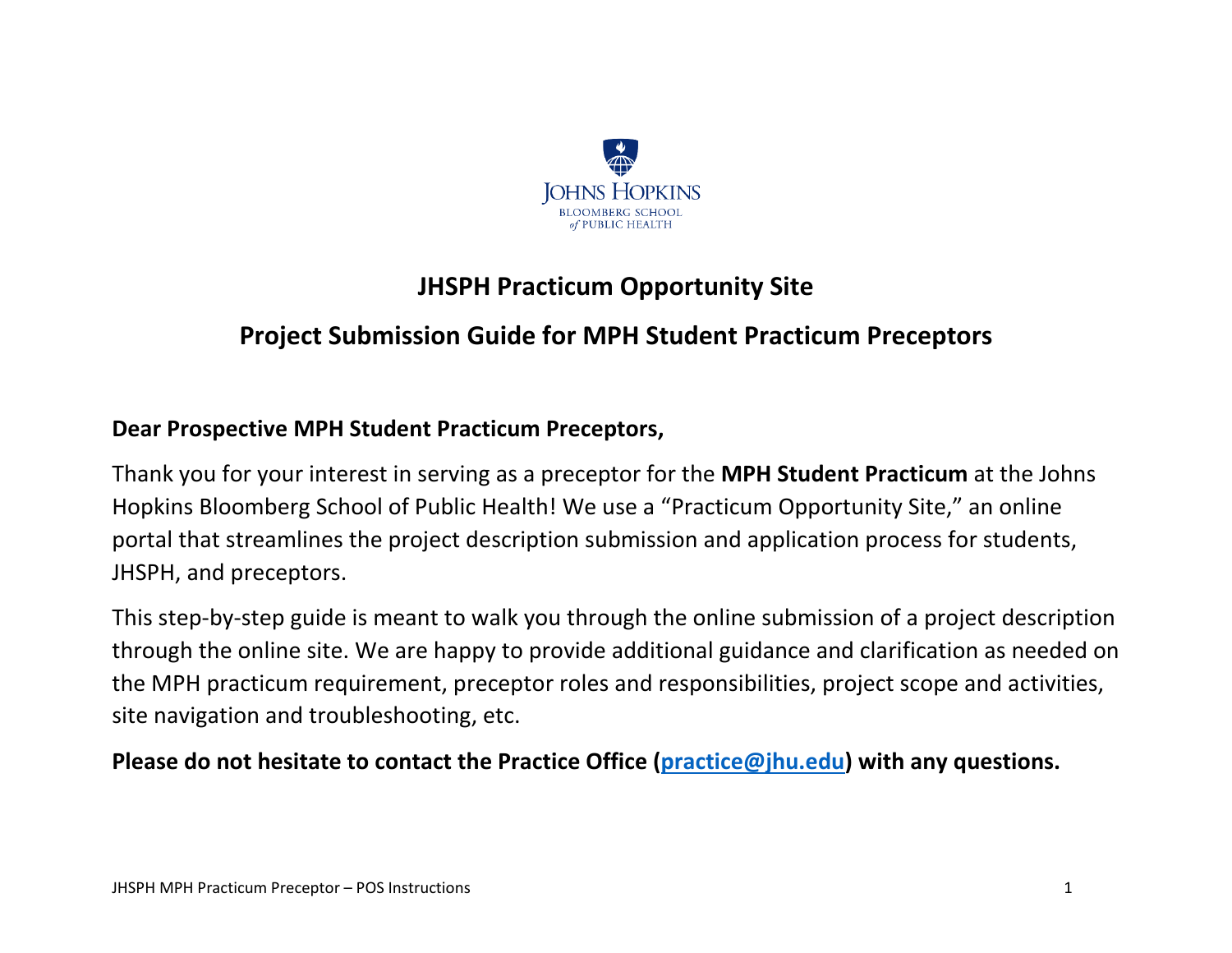# JHSPH Practicum Opportunity Site

## Project Submission Guide for MPH Student Practicum Preceptors

**Dear Prospective MPH Student Practicum Preceptors,**

Thank you for your interest in serving as a preceptor for the **MPH Student Practicum** at the Johns Hopkins Bloomberg School of Public Health! We use a "Practicum Opportunity Site," an online portal that streamlines the project description submission and application process for students, JHSPH, and preceptors.

This step-by-step guide is meant to walk you through the online submission of a project description through the online site. We are happy to provide additional guidance and clarification as needed on the MPH practicum requirement, preceptor roles and responsibilities, project scope and activities, site navigation and troubleshooting, etc.

**Please do not hesitate to contact the Practice Office ([practice@jhu.edu](mailto:practice@jhu.edu)) with any questions.**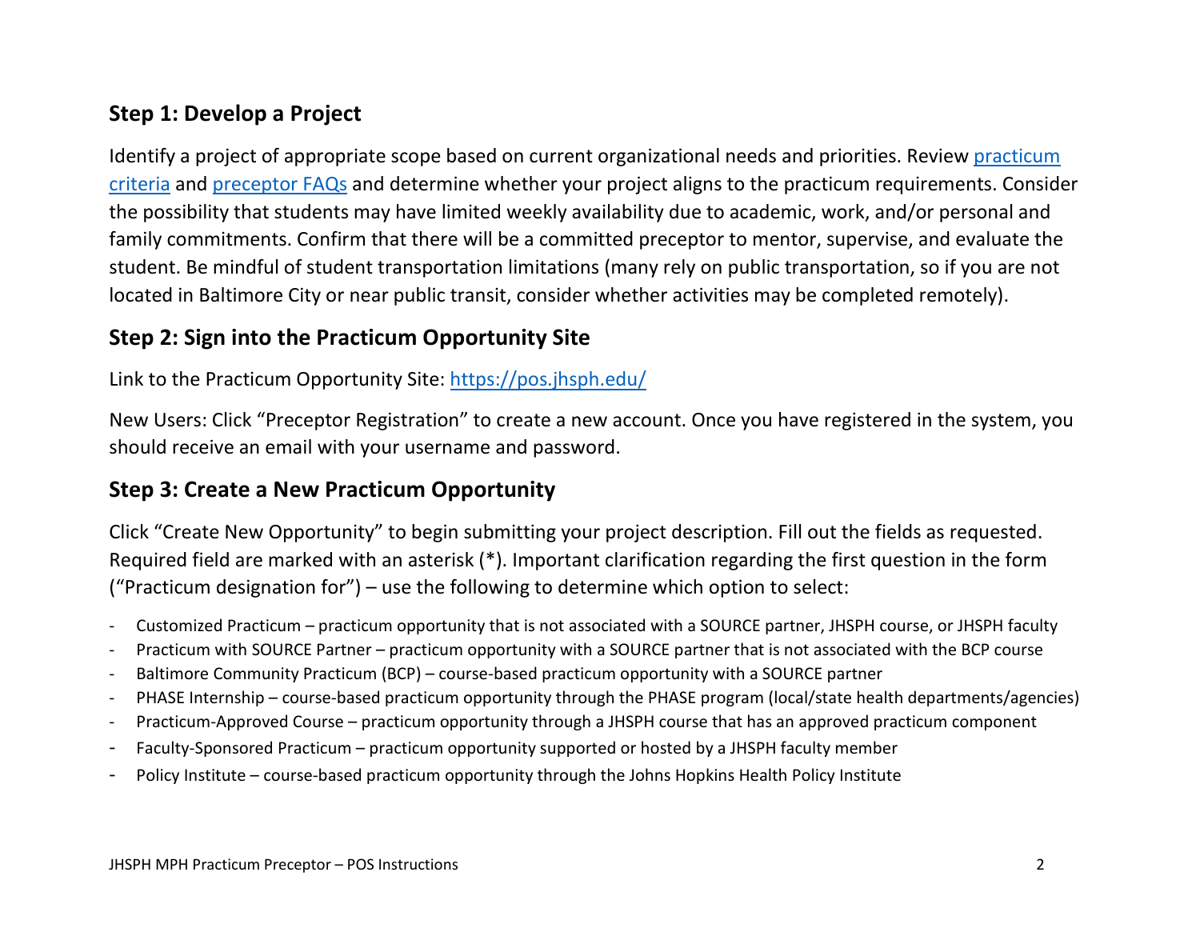## Step 1: Develop a Project

Identify a project of appropriate scope based on current organizational needs and priorities. Review [practicum criteria]() and [preceptor FAQs]() and determine whether your project aligns to the practicum requirements. Consider the possibility that students may have limited weekly availability due to academic, work, and/or personal and family commitments. Confirm that there will be a committed preceptor to mentor, supervise, and evaluate the student. Be mindful of student transportation limitations (many rely on public transportation, so if you are not located in Baltimore City or near public transit, consider whether activities may be completed remotely).

## Step 2: Sign into the Practicum Opportunity Site

Link to the Practicum Opportunity Site: [https://pos.jhsph.edu/](https://pos.jhsph.edu/)

New Users: Click "Preceptor Registration" to create a new account. Once you have registered in the system, you should receive an email with your username and password.

## Step 3: Create a New Practicum Opportunity

Click "Create New Opportunity" to begin submitting your project description. Fill out the fields as requested. Required field are marked with an asterisk (*). Important clarification regarding the first question in the form ("Practicum designation for") – use the following to determine which option to select:

- Customized Practicum – practicum opportunity that is not associated with a SOURCE partner, JHSPH course, or JHSPH faculty
- Practicum with SOURCE Partner – practicum opportunity with a SOURCE partner that is not associated with the BCP course
- Baltimore Community Practicum (BCP) – course-based practicum opportunity with a SOURCE partner
- PHASE Internship – course-based practicum opportunity through the PHASE program (local/state health departments/agencies)
- Practicum-Approved Course – practicum opportunity through a JHSPH course that has an approved practicum component
- Faculty-Sponsored Practicum – practicum opportunity supported or hosted by a JHSPH faculty member
- Policy Institute – course-based practicum opportunity through the Johns Hopkins Health Policy Institute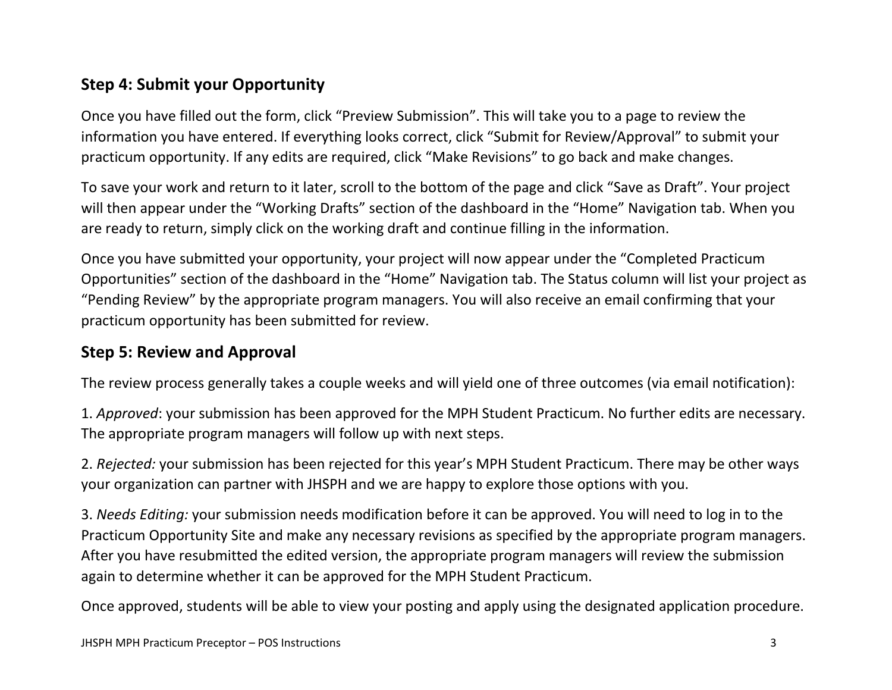## Step 4: Submit your Opportunity

Once you have filled out the form, click “Preview Submission”. This will take you to a page to review the information you have entered. If everything looks correct, click “Submit for Review/Approval” to submit your practicum opportunity. If any edits are required, click “Make Revisions” to go back and make changes.

To save your work and return to it later, scroll to the bottom of the page and click “Save as Draft”. Your project will then appear under the “Working Drafts” section of the dashboard in the “Home” Navigation tab. When you are ready to return, simply click on the working draft and continue filling in the information.

Once you have submitted your opportunity, your project will now appear under the “Completed Practicum Opportunities” section of the dashboard in the “Home” Navigation tab. The Status column will list your project as “Pending Review” by the appropriate program managers. You will also receive an email confirming that your practicum opportunity has been submitted for review.

## Step 5: Review and Approval

The review process generally takes a couple weeks and will yield one of three outcomes (via email notification):

1. *Approved*: your submission has been approved for the MPH Student Practicum. No further edits are necessary. The appropriate program managers will follow up with next steps.

2. *Rejected:* your submission has been rejected for this year’s MPH Student Practicum. There may be other ways your organization can partner with JHSPH and we are happy to explore those options with you.

3. *Needs Editing:* your submission needs modification before it can be approved. You will need to log in to the Practicum Opportunity Site and make any necessary revisions as specified by the appropriate program managers. After you have resubmitted the edited version, the appropriate program managers will review the submission again to determine whether it can be approved for the MPH Student Practicum.

Once approved, students will be able to view your posting and apply using the designated application procedure.